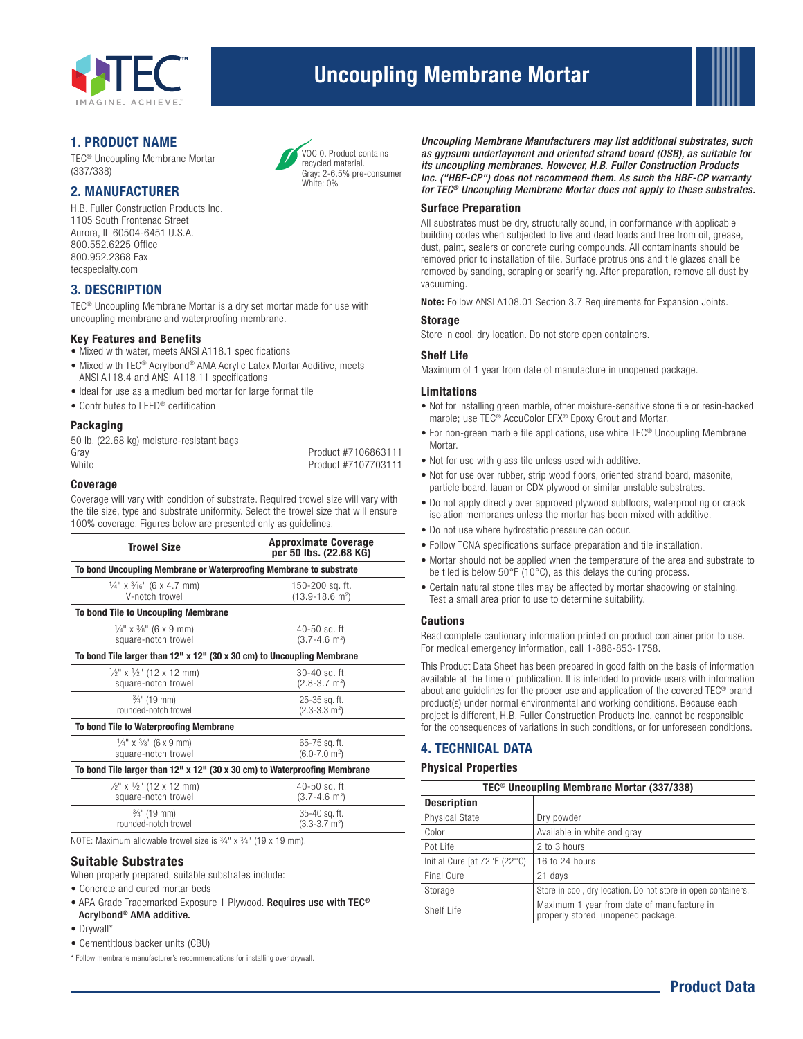# Uncoupling Membrane Mortar

## 1. PRODUCT NAME

TEC® Uncoupling Membrane Mortar (337/338)

VOC 0. Product contains recycled material.
Gray: 2-6.5% pre-consumer
White: 0%

## 2. MANUFACTURER

H.B. Fuller Construction Products Inc.
1105 South Frontenac Street
Aurora, IL 60504-6451 U.S.A.
800.552.6225 Office
800.952.2368 Fax
tecspecialty.com

## 3. DESCRIPTION

TEC® Uncoupling Membrane Mortar is a dry set mortar made for use with uncoupling membrane and waterproofing membrane.

### Key Features and Benefits

- Mixed with water, meets ANSI A118.1 specifications
- Mixed with TEC® Acrylbond® AMA Acrylic Latex Mortar Additive, meets ANSI A118.4 and ANSI A118.11 specifications
- Ideal for use as a medium bed mortar for large format tile
- Contributes to LEED® certification

### Packaging

50 lb. (22.68 kg) moisture-resistant bags

| | |
|---|---|
| Gray | Product #7106863111 |
| White | Product #7107703111 |

### Coverage

Coverage will vary with condition of substrate. Required trowel size will vary with the tile size, type and substrate uniformity. Select the trowel size that will ensure 100% coverage. Figures below are presented only as guidelines.

| Trowel Size | Approximate Coverage per 50 lbs. (22.68 KG) |
|---|---|
| **To bond Uncoupling Membrane or Waterproofing Membrane to substrate** | |
| ¼" x 3⁄16" (6 x 4.7 mm) V-notch trowel | 150-200 sq. ft. (13.9-18.6 m²) |
| **To bond Tile to Uncoupling Membrane** | |
| ¼" x ⅜" (6 x 9 mm) square-notch trowel | 40-50 sq. ft. (3.7-4.6 m²) |
| **To bond Tile larger than 12" x 12" (30 x 30 cm) to Uncoupling Membrane** | |
| ½" x ½" (12 x 12 mm) square-notch trowel | 30-40 sq. ft. (2.8-3.7 m²) |
| ¾" (19 mm) rounded-notch trowel | 25-35 sq. ft. (2.3-3.3 m²) |
| **To bond Tile to Waterproofing Membrane** | |
| ¼" x ⅜" (6 x 9 mm) square-notch trowel | 65-75 sq. ft. (6.0-7.0 m²) |
| **To bond Tile larger than 12" x 12" (30 x 30 cm) to Waterproofing Membrane** | |
| ½" x ½" (12 x 12 mm) square-notch trowel | 40-50 sq. ft. (3.7-4.6 m²) |
| ¾" (19 mm) rounded-notch trowel | 35-40 sq. ft. (3.3-3.7 m²) |

NOTE: Maximum allowable trowel size is ¾" x ¾" (19 x 19 mm).

### Suitable Substrates

When properly prepared, suitable substrates include:

- Concrete and cured mortar beds
- APA Grade Trademarked Exposure 1 Plywood. **Requires use with TEC® Acrylbond® AMA additive.**
- Drywall*
- Cementitious backer units (CBU)

\* Follow membrane manufacturer's recommendations for installing over drywall.

***Uncoupling Membrane Manufacturers may list additional substrates, such as gypsum underlayment and oriented strand board (OSB), as suitable for its uncoupling membranes. However, H.B. Fuller Construction Products Inc. ("HBF-CP") does not recommend them. As such the HBF-CP warranty for TEC® Uncoupling Membrane Mortar does not apply to these substrates.***

### Surface Preparation

All substrates must be dry, structurally sound, in conformance with applicable building codes when subjected to live and dead loads and free from oil, grease, dust, paint, sealers or concrete curing compounds. All contaminants should be removed prior to installation of tile. Surface protrusions and tile glazes shall be removed by sanding, scraping or scarifying. After preparation, remove all dust by vacuuming.

**Note:** Follow ANSI A108.01 Section 3.7 Requirements for Expansion Joints.

### Storage

Store in cool, dry location. Do not store open containers.

### Shelf Life

Maximum of 1 year from date of manufacture in unopened package.

### Limitations

- Not for installing green marble, other moisture-sensitive stone tile or resin-backed marble; use TEC® AccuColor EFX® Epoxy Grout and Mortar.
- For non-green marble tile applications, use white TEC® Uncoupling Membrane Mortar.
- Not for use with glass tile unless used with additive.
- Not for use over rubber, strip wood floors, oriented strand board, masonite, particle board, lauan or CDX plywood or similar unstable substrates.
- Do not apply directly over approved plywood subfloors, waterproofing or crack isolation membranes unless the mortar has been mixed with additive.
- Do not use where hydrostatic pressure can occur.
- Follow TCNA specifications surface preparation and tile installation.
- Mortar should not be applied when the temperature of the area and substrate to be tiled is below 50°F (10°C), as this delays the curing process.
- Certain natural stone tiles may be affected by mortar shadowing or staining. Test a small area prior to use to determine suitability.

### Cautions

Read complete cautionary information printed on product container prior to use. For medical emergency information, call 1-888-853-1758.

This Product Data Sheet has been prepared in good faith on the basis of information available at the time of publication. It is intended to provide users with information about and guidelines for the proper use and application of the covered TEC® brand product(s) under normal environmental and working conditions. Because each project is different, H.B. Fuller Construction Products Inc. cannot be responsible for the consequences of variations in such conditions, or for unforeseen conditions.

## 4. TECHNICAL DATA

### Physical Properties

| TEC® Uncoupling Membrane Mortar (337/338) | |
|---|---|
| **Description** | |
| Physical State | Dry powder |
| Color | Available in white and gray |
| Pot Life | 2 to 3 hours |
| Initial Cure [at 72°F (22°C) | 16 to 24 hours |
| Final Cure | 21 days |
| Storage | Store in cool, dry location. Do not store in open containers. |
| Shelf Life | Maximum 1 year from date of manufacture in properly stored, unopened package. |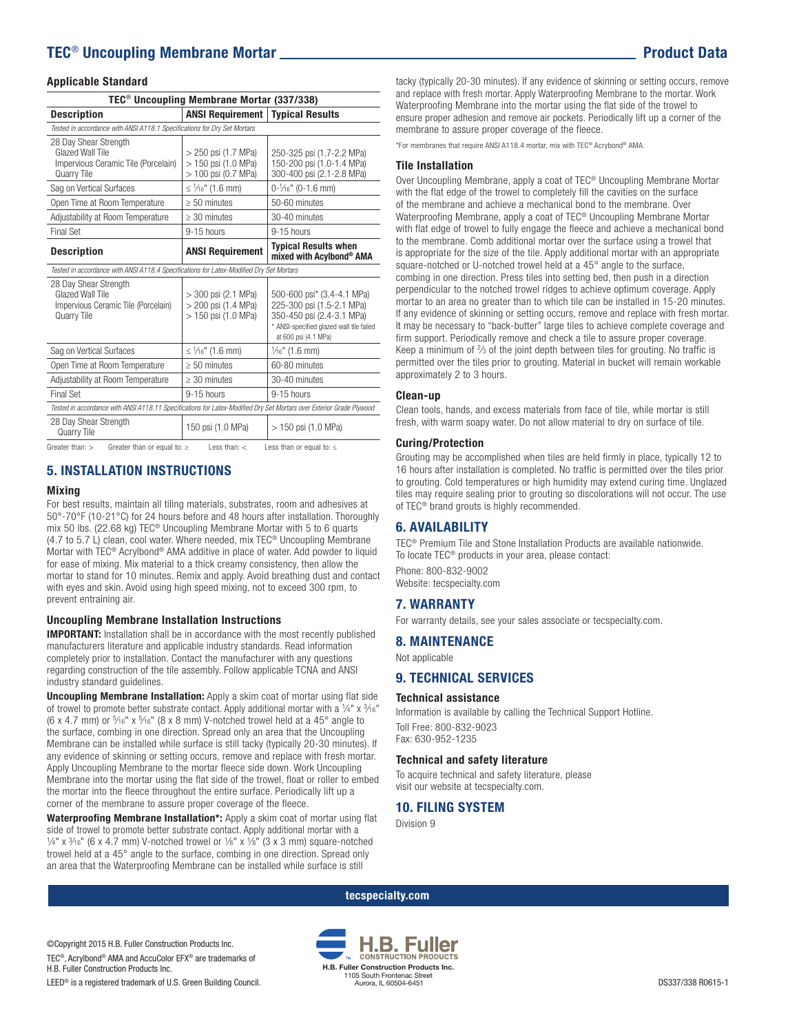### Applicable Standard

| TEC® Uncoupling Membrane Mortar (337/338) | | |
|---|---|---|
| **Description** | **ANSI Requirement** | **Typical Results** |
| *Tested in accordance with ANSI A118.1 Specifications for Dry Set Mortars* | | |
| 28 Day Shear Strength<br>Glazed Wall Tile<br>Impervious Ceramic Tile (Porcelain)<br>Quarry Tile | <br>> 250 psi (1.7 MPa)<br>> 150 psi (1.0 MPa)<br>> 100 psi (0.7 MPa) | <br>250-325 psi (1.7-2.2 MPa)<br>150-200 psi (1.0-1.4 MPa)<br>300-400 psi (2.1-2.8 MPa) |
| Sag on Vertical Surfaces | ≤ 1⁄16" (1.6 mm) | 0-1⁄16" (0-1.6 mm) |
| Open Time at Room Temperature | ≥ 50 minutes | 50-60 minutes |
| Adjustability at Room Temperature | ≥ 30 minutes | 30-40 minutes |
| Final Set | 9-15 hours | 9-15 hours |
| **Description** | **ANSI Requirement** | **Typical Results when mixed with Acylbond® AMA** |
| *Tested in accordance with ANSI A118.4 Specifications for Latex-Modified Dry Set Mortars* | | |
| 28 Day Shear Strength<br>Glazed Wall Tile<br>Impervious Ceramic Tile (Porcelain)<br>Quarry Tile | <br>> 300 psi (2.1 MPa)<br>> 200 psi (1.4 MPa)<br>> 150 psi (1.0 MPa) | <br>500-600 psi* (3.4-4.1 MPa)<br>225-300 psi (1.5-2.1 MPa)<br>350-450 psi (2.4-3.1 MPa)<br>* ANSI-specified glazed wall tile failed at 600 psi (4.1 MPa) |
| Sag on Vertical Surfaces | ≤ 1⁄16" (1.6 mm) | 1⁄16" (1.6 mm) |
| Open Time at Room Temperature | ≥ 50 minutes | 60-80 minutes |
| Adjustability at Room Temperature | ≥ 30 minutes | 30-40 minutes |
| Final Set | 9-15 hours | 9-15 hours |
| *Tested in accordance with ANSI A118.11 Specifications for Latex-Modified Dry Set Mortars over Exterior Grade Plywood* | | |
| 28 Day Shear Strength<br>Quarry Tile | 150 psi (1.0 MPa) | > 150 psi (1.0 MPa) |

Greater than: > Greater than or equal to: ≥ Less than: < Less than or equal to: ≤

## 5. INSTALLATION INSTRUCTIONS

### Mixing

For best results, maintain all tiling materials, substrates, room and adhesives at 50°-70°F (10-21°C) for 24 hours before and 48 hours after installation. Thoroughly mix 50 lbs. (22.68 kg) TEC® Uncoupling Membrane Mortar with 5 to 6 quarts (4.7 to 5.7 L) clean, cool water. Where needed, mix TEC® Uncoupling Membrane Mortar with TEC® Acrylbond® AMA additive in place of water. Add powder to liquid for ease of mixing. Mix material to a thick creamy consistency, then allow the mortar to stand for 10 minutes. Remix and apply. Avoid breathing dust and contact with eyes and skin. Avoid using high speed mixing, not to exceed 300 rpm, to prevent entraining air.

### Uncoupling Membrane Installation Instructions

**IMPORTANT:** Installation shall be in accordance with the most recently published manufacturers literature and applicable industry standards. Read information completely prior to installation. Contact the manufacturer with any questions regarding construction of the tile assembly. Follow applicable TCNA and ANSI industry standard guidelines.

**Uncoupling Membrane Installation:** Apply a skim coat of mortar using flat side of trowel to promote better substrate contact. Apply additional mortar with a 1⁄4" x 3⁄16" (6 x 4.7 mm) or 5⁄16" x 5⁄16" (8 x 8 mm) V-notched trowel held at a 45° angle to the surface, combing in one direction. Spread only an area that the Uncoupling Membrane can be installed while surface is still tacky (typically 20-30 minutes). If any evidence of skinning or setting occurs, remove and replace with fresh mortar. Apply Uncoupling Membrane to the mortar fleece side down. Work Uncoupling Membrane into the mortar using the flat side of the trowel, float or roller to embed the mortar into the fleece throughout the entire surface. Periodically lift up a corner of the membrane to assure proper coverage of the fleece.

**Waterproofing Membrane Installation*:** Apply a skim coat of mortar using flat side of trowel to promote better substrate contact. Apply additional mortar with a 1⁄4" x 3⁄16" (6 x 4.7 mm) V-notched trowel or 1⁄8" x 1⁄8" (3 x 3 mm) square-notched trowel held at a 45° angle to the surface, combing in one direction. Spread only an area that the Waterproofing Membrane can be installed while surface is still tacky (typically 20-30 minutes). If any evidence of skinning or setting occurs, remove and replace with fresh mortar. Apply Waterproofing Membrane to the mortar. Work Waterproofing Membrane into the mortar using the flat side of the trowel to ensure proper adhesion and remove air pockets. Periodically lift up a corner of the membrane to assure proper coverage of the fleece.

*For membranes that require ANSI A118.4 mortar, mix with TEC® Acrybond® AMA.

### Tile Installation

Over Uncoupling Membrane, apply a coat of TEC® Uncoupling Membrane Mortar with the flat edge of the trowel to completely fill the cavities on the surface of the membrane and achieve a mechanical bond to the membrane. Over Waterproofing Membrane, apply a coat of TEC® Uncoupling Membrane Mortar with flat edge of trowel to fully engage the fleece and achieve a mechanical bond to the membrane. Comb additional mortar over the surface using a trowel that is appropriate for the size of the tile. Apply additional mortar with an appropriate square-notched or U-notched trowel held at a 45° angle to the surface, combing in one direction. Press tiles into setting bed, then push in a direction perpendicular to the notched trowel ridges to achieve optimum coverage. Apply mortar to an area no greater than to which tile can be installed in 15-20 minutes. If any evidence of skinning or setting occurs, remove and replace with fresh mortar. It may be necessary to "back-butter" large tiles to achieve complete coverage and firm support. Periodically remove and check a tile to assure proper coverage. Keep a minimum of 2⁄3 of the joint depth between tiles for grouting. No traffic is permitted over the tiles prior to grouting. Material in bucket will remain workable approximately 2 to 3 hours.

### Clean-up

Clean tools, hands, and excess materials from face of tile, while mortar is still fresh, with warm soapy water. Do not allow material to dry on surface of tile.

### Curing/Protection

Grouting may be accomplished when tiles are held firmly in place, typically 12 to 16 hours after installation is completed. No traffic is permitted over the tiles prior to grouting. Cold temperatures or high humidity may extend curing time. Unglazed tiles may require sealing prior to grouting so discolorations will not occur. The use of TEC® brand grouts is highly recommended.

## 6. AVAILABILITY

TEC® Premium Tile and Stone Installation Products are available nationwide. To locate TEC® products in your area, please contact:

Phone: 800-832-9002
Website: tecspecialty.com

## 7. WARRANTY

For warranty details, see your sales associate or tecspecialty.com.

## 8. MAINTENANCE

Not applicable

## 9. TECHNICAL SERVICES

### Technical assistance

Information is available by calling the Technical Support Hotline.

Toll Free: 800-832-9023
Fax: 630-952-1235

### Technical and safety literature

To acquire technical and safety literature, please visit our website at tecspecialty.com.

## 10. FILING SYSTEM

Division 9

tecspecialty.com

©Copyright 2015 H.B. Fuller Construction Products Inc.
TEC®, Acrylbond® AMA and AccuColor EFX® are trademarks of H.B. Fuller Construction Products Inc.
LEED® is a registered trademark of U.S. Green Building Council.

H.B. Fuller Construction Products Inc.
1105 South Frontenac Street
Aurora, IL 60504-6451

DS337/338 R0615-1